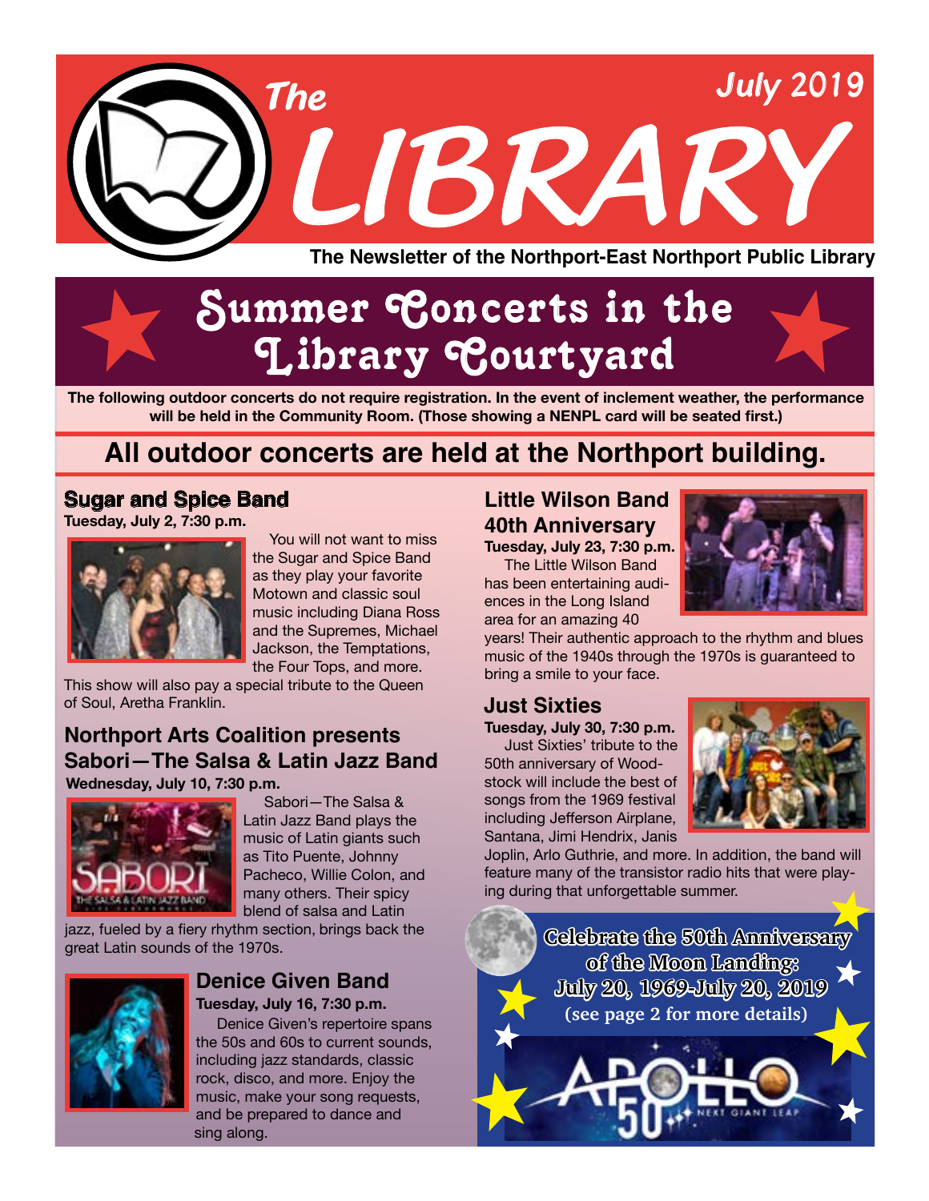# The LIBRARY

July 2019

**The Newsletter of the Northport-East Northport Public Library**

## Summer Concerts in the Library Courtyard

**The following outdoor concerts do not require registration. In the event of inclement weather, the performance will be held in the Community Room. (Those showing a NENPL card will be seated first.)**

## All outdoor concerts are held at the Northport building.

### Sugar and Spice Band

**Tuesday, July 2, 7:30 p.m.**

You will not want to miss the Sugar and Spice Band as they play your favorite Motown and classic soul music including Diana Ross and the Supremes, Michael Jackson, the Temptations, the Four Tops, and more. This show will also pay a special tribute to the Queen of Soul, Aretha Franklin.

### Northport Arts Coalition presents Sabori—The Salsa & Latin Jazz Band

**Wednesday, July 10, 7:30 p.m.**

Sabori—The Salsa & Latin Jazz Band plays the music of Latin giants such as Tito Puente, Johnny Pacheco, Willie Colon, and many others. Their spicy blend of salsa and Latin jazz, fueled by a fiery rhythm section, brings back the great Latin sounds of the 1970s.

### Denice Given Band

**Tuesday, July 16, 7:30 p.m.**

Denice Given's repertoire spans the 50s and 60s to current sounds, including jazz standards, classic rock, disco, and more. Enjoy the music, make your song requests, and be prepared to dance and sing along.

### Little Wilson Band 40th Anniversary

**Tuesday, July 23, 7:30 p.m.**

The Little Wilson Band has been entertaining audiences in the Long Island area for an amazing 40 years! Their authentic approach to the rhythm and blues music of the 1940s through the 1970s is guaranteed to bring a smile to your face.

### Just Sixties

**Tuesday, July 30, 7:30 p.m.**

Just Sixties' tribute to the 50th anniversary of Woodstock will include the best of songs from the 1969 festival including Jefferson Airplane, Santana, Jimi Hendrix, Janis Joplin, Arlo Guthrie, and more. In addition, the band will feature many of the transistor radio hits that were playing during that unforgettable summer.

**Celebrate the 50th Anniversary of the Moon Landing: July 20, 1969-July 20, 2019**
**(see page 2 for more details)**

APOLLO 50 NEXT GIANT LEAP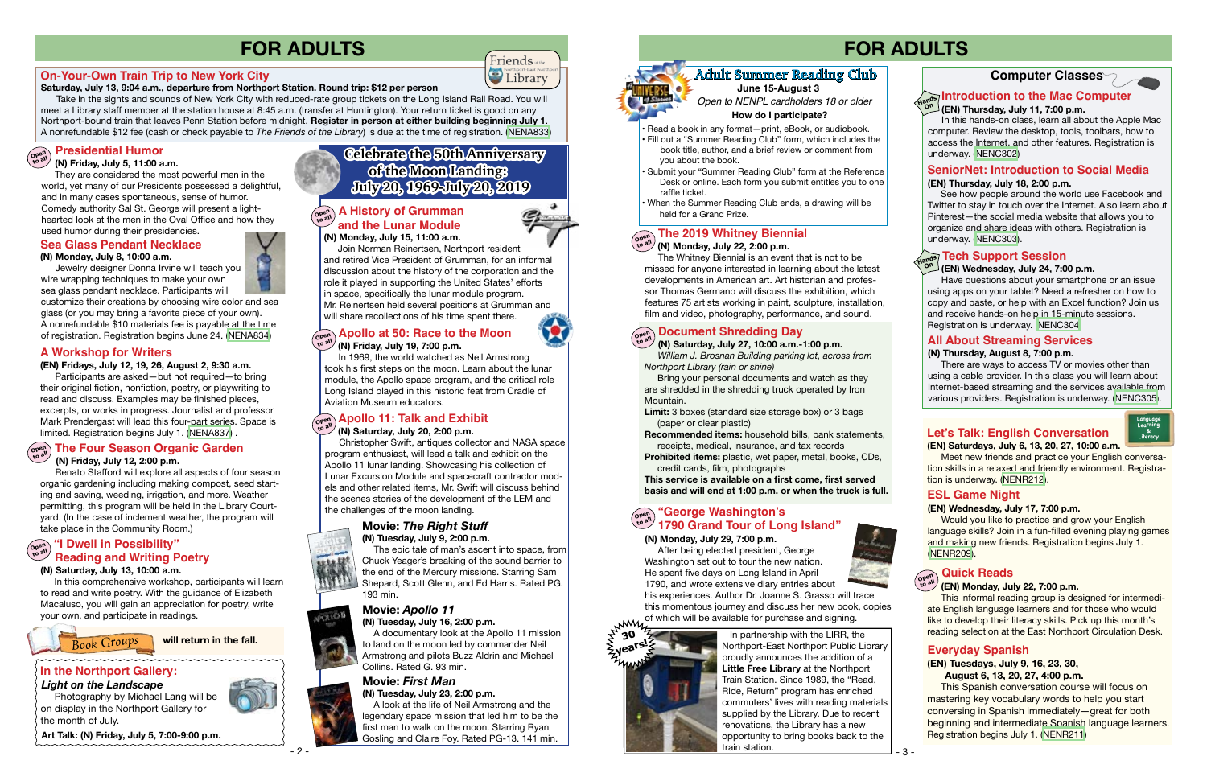# FOR ADULTS

## On-Your-Own Train Trip to New York City

**Saturday, July 13, 9:04 a.m., departure from Northport Station. Round trip: $12 per person**

Take in the sights and sounds of New York City with reduced-rate group tickets on the Long Island Rail Road. You will meet a Library staff member at the station house at 8:45 a.m. (transfer at Huntington). Your return ticket is good on any Northport-bound train that leaves Penn Station before midnight. **Register in person at either building beginning July 1.** A nonrefundable $12 fee (cash or check payable to *The Friends of the Library*) is due at the time of registration. (NENA833)

## Presidential Humor

**(N) Friday, July 5, 11:00 a.m.**

They are considered the most powerful men in the world, yet many of our Presidents possessed a delightful, and in many cases spontaneous, sense of humor. Comedy authority Sal St. George will present a lighthearted look at the men in the Oval Office and how they used humor during their presidencies.

## Sea Glass Pendant Necklace

**(N) Monday, July 8, 10:00 a.m.**

Jewelry designer Donna Irvine will teach you wire wrapping techniques to make your own sea glass pendant necklace. Participants will customize their creations by choosing wire color and sea glass (or you may bring a favorite piece of your own). A nonrefundable $10 materials fee is payable at the time of registration. Registration begins June 24. (NENA834)

## A Workshop for Writers

**(EN) Fridays, July 12, 19, 26, August 2, 9:30 a.m.**

Participants are asked—but not required—to bring their original fiction, nonfiction, poetry, or playwriting to read and discuss. Examples may be finished pieces, excerpts, or works in progress. Journalist and professor Mark Prendergast will lead this four-part series. Space is limited. Registration begins July 1. (NENA837).

## The Four Season Organic Garden

**(N) Friday, July 12, 2:00 p.m.**

Renato Stafford will explore all aspects of four season organic gardening including making compost, seed starting and saving, weeding, irrigation, and more. Weather permitting, this program will be held in the Library Courtyard. (In the case of inclement weather, the program will take place in the Community Room.)

## "I Dwell in Possibility" Reading and Writing Poetry

**(N) Saturday, July 13, 10:00 a.m.**

In this comprehensive workshop, participants will learn to read and write poetry. With the guidance of Elizabeth Macaluso, you will gain an appreciation for reading poetry, write your own, and participate in readings.

**Book Groups will return in the fall.**

## In the Northport Gallery: *Light on the Landscape*

Photography by Michael Lang will be on display in the Northport Gallery for the month of July.

**Art Talk: (N) Friday, July 5, 7:00-9:00 p.m.**

## Celebrate the 50th Anniversary of the Moon Landing: July 20, 1969-July 20, 2019

### A History of Grumman and the Lunar Module

**(N) Monday, July 15, 11:00 a.m.**

Join Norman Reinertsen, Northport resident and retired Vice President of Grumman, for an informal discussion about the history of the corporation and the role it played in supporting the United States' efforts in space, specifically the lunar module program. Mr. Reinertsen held several positions at Grumman and will share recollections of his time spent there.

### Apollo at 50: Race to the Moon

**(N) Friday, July 19, 7:00 p.m.**

In 1969, the world watched as Neil Armstrong took his first steps on the moon. Learn about the lunar module, the Apollo space program, and the critical role Long Island played in this historic feat from Cradle of Aviation Museum educators.

### Apollo 11: Talk and Exhibit

**(N) Saturday, July 20, 2:00 p.m.**

Christopher Swift, antiques collector and NASA space program enthusiast, will lead a talk and exhibit on the Apollo 11 lunar landing. Showcasing his collection of Lunar Excursion Module and spacecraft contractor models and other related items, Mr. Swift will discuss behind the scenes stories of the development of the LEM and the challenges of the moon landing.

### Movie: *The Right Stuff*

**(N) Tuesday, July 9, 2:00 p.m.**

The epic tale of man's ascent into space, from Chuck Yeager's breaking of the sound barrier to the end of the Mercury missions. Starring Sam Shepard, Scott Glenn, and Ed Harris. Rated PG. 193 min.

### Movie: *Apollo 11*

**(N) Tuesday, July 16, 2:00 p.m.**

A documentary look at the Apollo 11 mission to land on the moon led by commander Neil Armstrong and pilots Buzz Aldrin and Michael Collins. Rated G. 93 min.

### Movie: *First Man*

**(N) Tuesday, July 23, 2:00 p.m.**

A look at the life of Neil Armstrong and the legendary space mission that led him to be the first man to walk on the moon. Starring Ryan Gosling and Claire Foy. Rated PG-13. 141 min.

# FOR ADULTS

## Adult Summer Reading Club

**June 15-August 3**

*Open to NENPL cardholders 18 or older*

**How do I participate?**

- Read a book in any format—print, eBook, or audiobook.
- Fill out a "Summer Reading Club" form, which includes the book title, author, and a brief review or comment from you about the book.
- Submit your "Summer Reading Club" form at the Reference Desk or online. Each form you submit entitles you to one raffle ticket.
- When the Summer Reading Club ends, a drawing will be held for a Grand Prize.

## The 2019 Whitney Biennial

**(N) Monday, July 22, 2:00 p.m.**

The Whitney Biennial is an event that is not to be missed for anyone interested in learning about the latest developments in American art. Art historian and professor Thomas Germano will discuss the exhibition, which features 75 artists working in paint, sculpture, installation, film and video, photography, performance, and sound.

## Document Shredding Day

**(N) Saturday, July 27, 10:00 a.m.-1:00 p.m.**

*William J. Brosnan Building parking lot, across from Northport Library (rain or shine)*

Bring your personal documents and watch as they are shredded in the shredding truck operated by Iron Mountain.

**Limit:** 3 boxes (standard size storage box) or 3 bags (paper or clear plastic)

**Recommended items:** household bills, bank statements, receipts, medical, insurance, and tax records

**Prohibited items:** plastic, wet paper, metal, books, CDs, credit cards, film, photographs

**This service is available on a first come, first served basis and will end at 1:00 p.m. or when the truck is full.**

## "George Washington's 1790 Grand Tour of Long Island"

**(N) Monday, July 29, 7:00 p.m.**

After being elected president, George Washington set out to tour the new nation. He spent five days on Long Island in April 1790, and wrote extensive diary entries about his experiences. Author Dr. Joanne S. Grasso will trace this momentous journey and discuss her new book, copies of which will be available for purchase and signing.

**30 years!**

In partnership with the LIRR, the Northport-East Northport Public Library proudly announces the addition of a **Little Free Library** at the Northport Train Station. Since 1989, the "Read, Ride, Return" program has enriched commuters' lives with reading materials supplied by the Library. Due to recent renovations, the Library has a new opportunity to bring books back to the train station.

## Computer Classes

### Introduction to the Mac Computer

**(EN) Thursday, July 11, 7:00 p.m.**

In this hands-on class, learn all about the Apple Mac computer. Review the desktop, tools, toolbars, how to access the Internet, and other features. Registration is underway. (NENC302)

### SeniorNet: Introduction to Social Media

**(EN) Thursday, July 18, 2:00 p.m.**

See how people around the world use Facebook and Twitter to stay in touch over the Internet. Also learn about Pinterest—the social media website that allows you to organize and share ideas with others. Registration is underway. (NENC303).

### Tech Support Session

**(EN) Wednesday, July 24, 7:00 p.m.**

Have questions about your smartphone or an issue using apps on your tablet? Need a refresher on how to copy and paste, or help with an Excel function? Join us and receive hands-on help in 15-minute sessions. Registration is underway. (NENC304)

### All About Streaming Services

**(N) Thursday, August 8, 7:00 p.m.**

There are ways to access TV or movies other than using a cable provider. In this class you will learn about Internet-based streaming and the services available from various providers. Registration is underway. (NENC305).

## Let's Talk: English Conversation

**(EN) Saturdays, July 6, 13, 20, 27, 10:00 a.m.**

Meet new friends and practice your English conversation skills in a relaxed and friendly environment. Registration is underway. (NENR212).

## ESL Game Night

**(EN) Wednesday, July 17, 7:00 p.m.**

Would you like to practice and grow your English language skills? Join in a fun-filled evening playing games and making new friends. Registration begins July 1. (NENR209).

## Quick Reads

**(EN) Monday, July 22, 7:00 p.m.**

This informal reading group is designed for intermediate English language learners and for those who would like to develop their literacy skills. Pick up this month's reading selection at the East Northport Circulation Desk.

## Everyday Spanish

**(EN) Tuesdays, July 9, 16, 23, 30, August 6, 13, 20, 27, 4:00 p.m.**

This Spanish conversation course will focus on mastering key vocabulary words to help you start conversing in Spanish immediately—great for both beginning and intermediate Spanish language learners. Registration begins July 1. (NENR211)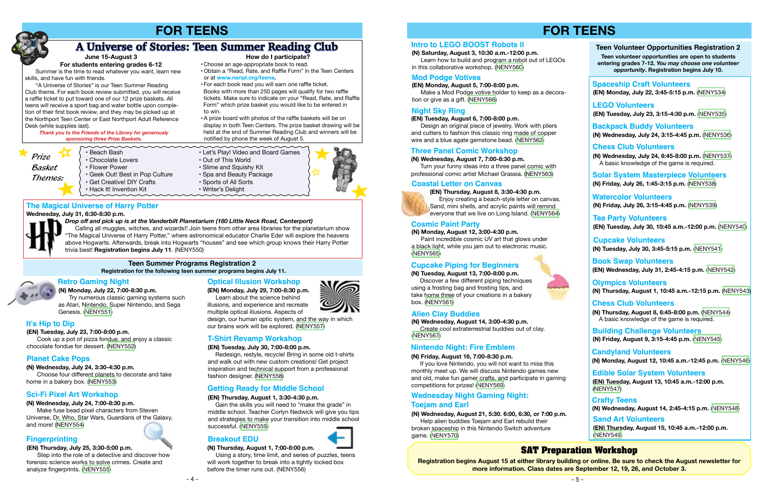# FOR TEENS

## A Universe of Stories: Teen Summer Reading Club

**June 15-August 3**

**For students entering grades 6-12**

Summer is the time to read whatever you want, learn new skills, and have fun with friends.

"A Universe of Stories" is our Teen Summer Reading Club theme. For each book review submitted, you will receive a raffle ticket to put toward one of our 12 prize baskets. All teens will receive a sport bag and water bottle upon completion of their first book review, and they may be picked up at the Northport Teen Center or East Northport Adult Reference Desk (while supplies last).

*Thank you to the Friends of the Library for generously sponsoring three Prize Baskets.*

**How do I participate?**

- Choose an age-appropriate book to read.
- Obtain a "Read, Rate, and Raffle Form" in the Teen Centers or at **www.nenpl.org/teens.**
- For each book read you will earn one raffle ticket. Books with more than 250 pages will qualify for two raffle tickets. Make sure to indicate on your "Read, Rate, and Raffle Form" which prize basket you would like to be entered in to win.
- A prize board with photos of the raffle baskets will be on display in both Teen Centers. The prize basket drawing will be held at the end of Summer Reading Club and winners will be notified by phone the week of August 5.

*Prize Basket Themes:*

- Beach Bash
- Chocolate Lovers
- Flower Power
- Geek Out! Best in Pop Culture
- Get Creative! DIY Crafts
- Hack It! Invention Kit
- Let's Play! Video and Board Games
- Out of This World
- Slime and Squishy Kit
- Spa and Beauty Package
- Sports of All Sorts
- Writer's Delight

### The Magical Universe of Harry Potter

**Wednesday, July 31, 6:30-8:30 p.m.**

***Drop off and pick up is at the Vanderbilt Planetarium (180 Little Neck Road, Centerport)***

Calling all muggles, witches, and wizards!! Join teens from other area libraries for the planetarium show "The Magical Universe of Harry Potter," where astronomical educator Charlie Eder will explore the heavens above Hogwarts. Afterwards, break into Hogwarts "houses" and see which group knows their Harry Potter trivia best! **Registration begins July 11.** (NENY550)

### Teen Summer Programs Registration 2

**Registration for the following teen summer programs begins July 11.**

### Retro Gaming Night

**(N) Monday, July 22, 7:00-8:30 p.m.**

Try numerous classic gaming systems such as Atari, Nintendo, Super Nintendo, and Sega Genesis. (NENY551)

### It's Hip to Dip

**(EN) Tuesday, July 23, 7:00-8:00 p.m.**

Cook up a pot of pizza fondue, and enjoy a classic chocolate fondue for dessert. (NENY552)

### Planet Cake Pops

**(N) Wednesday, July 24, 3:30-4:30 p.m.**

Choose four different planets to decorate and take home in a bakery box. (NENY553)

### Sci-Fi Pixel Art Workshop

**(N) Wednesday, July 24, 7:00-8:30 p.m.**

Make fuse bead pixel characters from Steven Universe, Dr. Who, Star Wars, Guardians of the Galaxy, and more! (NENY554)

### Fingerprinting

**(EN) Thursday, July 25, 3:30-5:00 p.m.**

Step into the role of a detective and discover how forensic science works to solve crimes. Create and analyze fingerprints. (NENY555)

### Optical Illusion Workshop

**(EN) Monday, July 29, 7:00-8:30 p.m.**

Learn about the science behind illusions, and experience and recreate multiple optical illusions. Aspects of design, our human optic system, and the way in which our brains work will be explored. (NENY557)

### T-Shirt Revamp Workshop

**(EN) Tuesday, July 30, 7:00-8:00 p.m.**

Redesign, restyle, recycle! Bring in some old t-shirts and walk out with new custom creations! Get project inspiration and technical support from a professional fashion designer. (NENY558)

### Getting Ready for Middle School

**(EN) Thursday, August 1, 3:30-4:30 p.m.**

Gain the skills you will need to "make the grade" in middle school. Teacher Corlyn Nedwick will give you tips and strategies to make your transition into middle school successful. (NENY559)

### Breakout EDU

**(N) Thursday, August 1, 7:00-8:00 p.m.**

Using a story, time limit, and series of puzzles, teens will work together to break into a tightly locked box before the timer runs out. (NENY556)

# FOR TEENS

### Intro to LEGO BOOST Robots II

**(N) Saturday, August 3, 10:30 a.m.-12:00 p.m.**

Learn how to build and program a robot out of LEGOs in this collaborative workshop. (NENY560)

### Mod Podge Votives

**(EN) Monday, August 5, 7:00-8:00 p.m.**

Make a Mod Podge votive holder to keep as a decoration or give as a gift. (NENY566)

### Night Sky Ring

**(EN) Tuesday, August 6, 7:00-8:00 p.m.**

Design an original piece of jewelry. Work with pliers and cutters to fashion this classic ring made of copper wire and a blue agate gemstone bead. (NENY562)

### Three Panel Comic Workshop

**(N) Wednesday, August 7, 7:00-8:30 p.m.**

Turn your funny ideas into a three panel comic with professional comic artist Michael Grassia. (NENY563)

### Coastal Letter on Canvas

**(EN) Thursday, August 8, 3:30-4:30 p.m.**

Enjoy creating a beach-style letter on canvas. Sand, mini shells, and acrylic paints will remind everyone that we live on Long Island. (NENY564)

### Cosmic Paint Party

**(N) Monday, August 12, 3:00-4:30 p.m.**

Paint incredible cosmic UV art that glows under a black light, while you jam out to electronic music. (NENY565)

### Cupcake Piping for Beginners

**(N) Tuesday, August 13, 7:00-8:00 p.m.**

Discover a few different piping techniques using a frosting bag and frosting tips, and take home three of your creations in a bakery box. (NENY561)

### Alien Clay Buddies

**(N) Wednesday, August 14, 3:00-4:30 p.m.**

Create cool extraterrestrial buddies out of clay. (NENY567)

### Nintendo Night: Fire Emblem

**(N) Friday, August 16, 7:00-8:30 p.m.**

If you love Nintendo, you will not want to miss this monthly meet up. We will discuss Nintendo games new and old, make fun gamer crafts, and participate in gaming competitions for prizes! (NENY569)

### Wednesday Night Gaming Night: Toejam and Earl

**(N) Wednesday, August 21, 5:30. 6:00, 6:30, or 7:00 p.m.**

Help alien buddies Toejam and Earl rebuild their broken spaceship in this Nintendo Switch adventure game. (NENY570)

### Teen Volunteer Opportunities Registration 2

**Teen volunteer opportunities are open to students entering grades 7-12. *You may choose one volunteer opportunity*. Registration begins July 10.**

### Spaceship Craft Volunteers

**(EN) Monday, July 22, 3:45-5:15 p.m.** (NENY534)

### LEGO Volunteers

**(EN) Tuesday, July 23, 3:15-4:30 p.m.** (NENY535)

### Backpack Buddy Volunteers

**(N) Wednesday, July 24, 3:15-4:45 p.m.** (NENY536)

### Chess Club Volunteers

**(N) Wednesday, July 24, 6:45-8:00 p.m.** (NENY537)

A basic knowledge of the game is required.

### Solar System Masterpiece Volunteers

**(N) Friday, July 26, 1:45-3:15 p.m.** (NENY538)

### Watercolor Volunteers

**(N) Friday, July 26, 3:15-4:45 p.m.** (NENY539)

### Tea Party Volunteers

**(EN) Tuesday, July 30, 10:45 a.m.-12:00 p.m.** (NENY540)

### Cupcake Volunteers

**(N) Tuesday, July 30, 3:45-5:15 p.m.** (NENY541)

### Book Swap Volunteers

**(EN) Wednesday, July 31, 2:45-4:15 p.m.** (NENY542)

### Olympics Volunteers

**(N) Thursday, August 1, 10:45 a.m.-12:15 p.m.** (NENY543)

### Chess Club Volunteers

**(N) Thursday, August 8, 6:45-8:00 p.m.** (NENY544)

A basic knowledge of the game is required.

### Building Challenge Volunteers

**(N) Friday, August 9, 3:15-4:45 p.m.** (NENY545)

### Candyland Volunteers

**(N) Monday, August 12, 10:45 a.m.-12:45 p.m.** (NENY546)

### Edible Solar System Volunteers

**(EN) Tuesday, August 13, 10:45 a.m.-12:00 p.m.** (NENY547)

### Crafty Teens

**(N) Wednesday, August 14, 2:45-4:15 p.m.** (NENY548)

### Sand Art Volunteers

**(EN) Thursday, August 15, 10:45 a.m.-12:00 p.m.** (NENY549)

## SAT Preparation Workshop

**Registration begins August 15 at either library building or online. Be sure to check the August newsletter for more information. Class dates are September 12, 19, 26, and October 3.**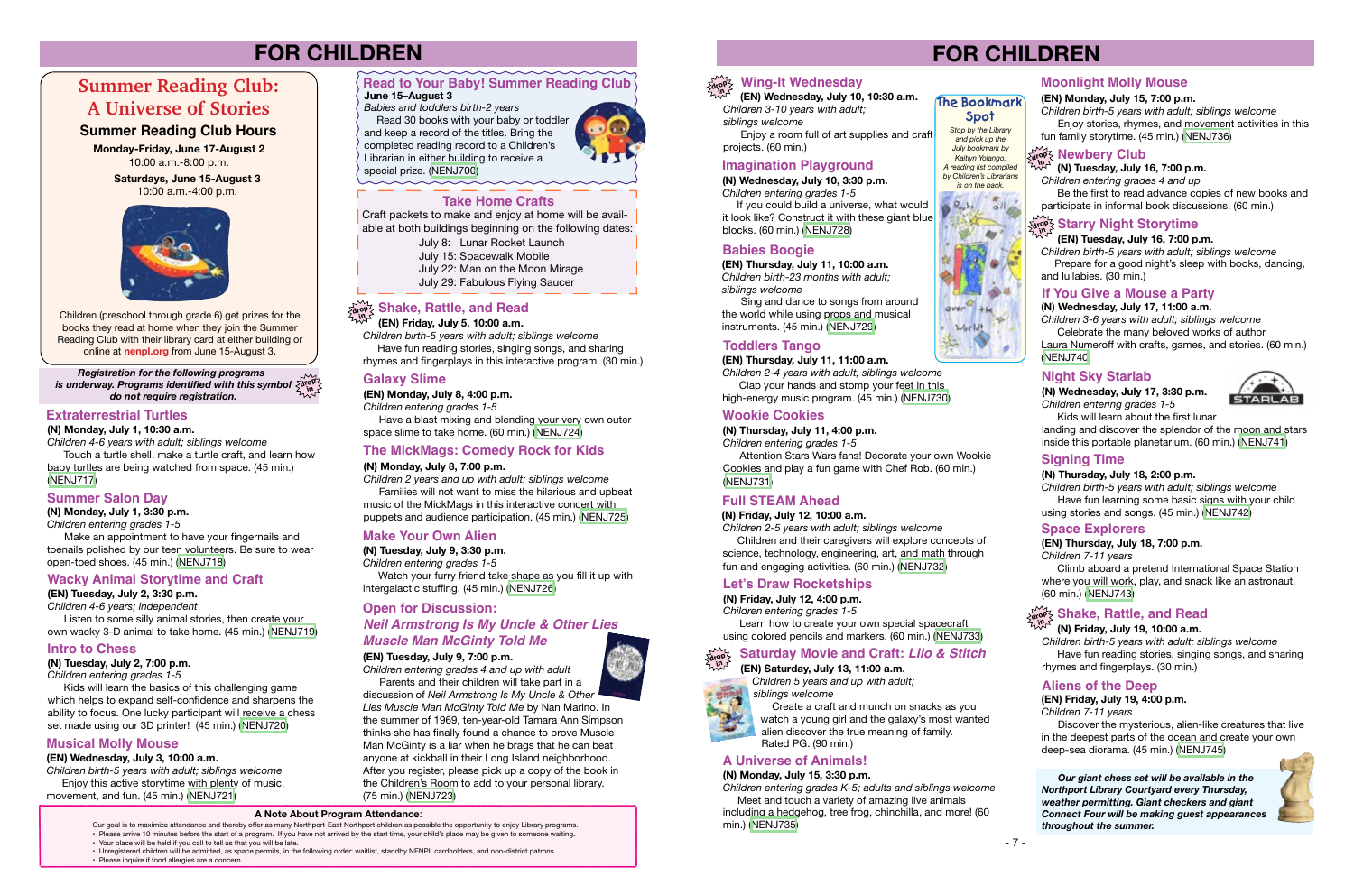# FOR CHILDREN

## Summer Reading Club: A Universe of Stories

**Summer Reading Club Hours**

**Monday-Friday, June 17-August 2**
10:00 a.m.-8:00 p.m.

**Saturdays, June 15-August 3**
10:00 a.m.-4:00 p.m.

Children (preschool through grade 6) get prizes for the books they read at home when they join the Summer Reading Club with their library card at either building or online at **nenpl.org** from June 15-August 3.

***Registration for the following programs is underway. Programs identified with this symbol do not require registration.***

### Extraterrestrial Turtles

**(N) Monday, July 1, 10:30 a.m.**
*Children 4-6 years with adult; siblings welcome*
Touch a turtle shell, make a turtle craft, and learn how baby turtles are being watched from space. (45 min.) (NENJ717)

### Summer Salon Day

**(N) Monday, July 1, 3:30 p.m.**
*Children entering grades 1-5*
Make an appointment to have your fingernails and toenails polished by our teen volunteers. Be sure to wear open-toed shoes. (45 min.) (NENJ718)

### Wacky Animal Storytime and Craft

**(EN) Tuesday, July 2, 3:30 p.m.**
*Children 4-6 years; independent*
Listen to some silly animal stories, then create your own wacky 3-D animal to take home. (45 min.) (NENJ719)

### Intro to Chess

**(N) Tuesday, July 2, 7:00 p.m.**
*Children entering grades 1-5*
Kids will learn the basics of this challenging game which helps to expand self-confidence and sharpens the ability to focus. One lucky participant will receive a chess set made using our 3D printer! (45 min.) (NENJ720)

### Musical Molly Mouse

**(EN) Wednesday, July 3, 10:00 a.m.**
*Children birth-5 years with adult; siblings welcome*
Enjoy this active storytime with plenty of music, movement, and fun. (45 min.) (NENJ721)

### Read to Your Baby! Summer Reading Club

**June 15–August 3**
*Babies and toddlers birth-2 years*
Read 30 books with your baby or toddler and keep a record of the titles. Bring the completed reading record to a Children's Librarian in either building to receive a special prize. (NENJ700)

### Take Home Crafts

Craft packets to make and enjoy at home will be available at both buildings beginning on the following dates:

- July 8: Lunar Rocket Launch
- July 15: Spacewalk Mobile
- July 22: Man on the Moon Mirage
- July 29: Fabulous Flying Saucer

### Shake, Rattle, and Read

**(EN) Friday, July 5, 10:00 a.m.**
*Children birth-5 years with adult; siblings welcome*
Have fun reading stories, singing songs, and sharing rhymes and fingerplays in this interactive program. (30 min.)

### Galaxy Slime

**(EN) Monday, July 8, 4:00 p.m.**
*Children entering grades 1-5*
Have a blast mixing and blending your very own outer space slime to take home. (60 min.) (NENJ724)

### The MickMags: Comedy Rock for Kids

**(N) Monday, July 8, 7:00 p.m.**
*Children 2 years and up with adult; siblings welcome*
Families will not want to miss the hilarious and upbeat music of the MickMags in this interactive concert with puppets and audience participation. (45 min.) (NENJ725)

### Make Your Own Alien

**(N) Tuesday, July 9, 3:30 p.m.**
*Children entering grades 1-5*
Watch your furry friend take shape as you fill it up with intergalactic stuffing. (45 min.) (NENJ726)

### Open for Discussion: *Neil Armstrong Is My Uncle & Other Lies Muscle Man McGinty Told Me*

**(EN) Tuesday, July 9, 7:00 p.m.**
*Children entering grades 4 and up with adult*
Parents and their children will take part in a discussion of *Neil Armstrong Is My Uncle & Other Lies Muscle Man McGinty Told Me* by Nan Marino. In the summer of 1969, ten-year-old Tamara Ann Simpson thinks she has finally found a chance to prove Muscle Man McGinty is a liar when he brags that he can beat anyone at kickball in their Long Island neighborhood. After you register, please pick up a copy of the book in the Children's Room to add to your personal library. (75 min.) (NENJ723)

**A Note About Program Attendance**:
Our goal is to maximize attendance and thereby offer as many Northport-East Northport children as possible the opportunity to enjoy Library programs.
- Please arrive 10 minutes before the start time of a program. If you have not arrived by the start time, your child's place may be given to someone waiting.
- Your place will be held if you call to tell us that you will be late.
- Unregistered children will be admitted, as space permits, in the following order: waitlist, standby NENPL cardholders, and non-district patrons.
- Please inquire if food allergies are a concern.

# FOR CHILDREN

### Wing-It Wednesday

**(EN) Wednesday, July 10, 10:30 a.m.**
*Children 3-10 years with adult; siblings welcome*
Enjoy a room full of art supplies and craft projects. (60 min.)

### Imagination Playground

**(N) Wednesday, July 10, 3:30 p.m.**
*Children entering grades 1-5*
If you could build a universe, what would it look like? Construct it with these giant blue blocks. (60 min.) (NENJ728)

### Babies Boogie

**(EN) Thursday, July 11, 10:00 a.m.**
*Children birth-23 months with adult; siblings welcome*
Sing and dance to songs from around the world while using props and musical instruments. (45 min.) (NENJ729)

### Toddlers Tango

**(EN) Thursday, July 11, 11:00 a.m.**
*Children 2-4 years with adult; siblings welcome*
Clap your hands and stomp your feet in this high-energy music program. (45 min.) (NENJ730)

### The Bookmark Spot

*Stop by the Library and pick up the July bookmark by Kaitlyn Yolango. A reading list compiled by Children's Librarians is on the back.*

### Wookie Cookies

**(N) Thursday, July 11, 4:00 p.m.**
*Children entering grades 1-5*
Attention Stars Wars fans! Decorate your own Wookie Cookies and play a fun game with Chef Rob. (60 min.) (NENJ731)

### Full STEAM Ahead

**(N) Friday, July 12, 10:00 a.m.**
*Children 2-5 years with adult; siblings welcome*
Children and their caregivers will explore concepts of science, technology, engineering, art, and math through fun and engaging activities. (60 min.) (NENJ732)

### Let's Draw Rocketships

**(N) Friday, July 12, 4:00 p.m.**
*Children entering grades 1-5*
Learn how to create your own special spacecraft using colored pencils and markers. (60 min.) (NENJ733)

### Saturday Movie and Craft: *Lilo & Stitch*

**(EN) Saturday, July 13, 11:00 a.m.**
*Children 3 years and up with adult; siblings welcome*
Create a craft and munch on snacks as you watch a young girl and the galaxy's most wanted alien discover the true meaning of family. Rated PG. (90 min.)

### A Universe of Animals!

**(N) Monday, July 15, 3:30 p.m.**
*Children entering grades K-5; adults and siblings welcome*
Meet and touch a variety of amazing live animals including a hedgehog, tree frog, chinchilla, and more! (60 min.) (NENJ735)

### Moonlight Molly Mouse

**(EN) Monday, July 15, 7:00 p.m.**
*Children birth-5 years with adult; siblings welcome*
Enjoy stories, rhymes, and movement activities in this fun family storytime. (45 min.) (NENJ736)

### Newbery Club

**(N) Tuesday, July 16, 7:00 p.m.**
*Children entering grades 4 and up*
Be the first to read advance copies of new books and participate in informal book discussions. (60 min.)

### Starry Night Storytime

**(EN) Tuesday, July 16, 7:00 p.m.**
*Children birth-5 years with adult; siblings welcome*
Prepare for a good night's sleep with books, dancing, and lullabies. (30 min.)

### If You Give a Mouse a Party

**(N) Wednesday, July 17, 11:00 a.m.**
*Children 3-6 years with adult; siblings welcome*
Celebrate the many beloved works of author Laura Numeroff with crafts, games, and stories. (60 min.) (NENJ740)

### Night Sky Starlab

**(N) Wednesday, July 17, 3:30 p.m.**
*Children entering grades 1-5*
Kids will learn about the first lunar landing and discover the splendor of the moon and stars inside this portable planetarium. (60 min.) (NENJ741)

### Signing Time

**(N) Thursday, July 18, 2:00 p.m.**
*Children birth-5 years with adult; siblings welcome*
Have fun learning some basic signs with your child using stories and songs. (45 min.) (NENJ742)

### Space Explorers

**(EN) Thursday, July 18, 7:00 p.m.**
*Children 7-11 years*
Climb aboard a pretend International Space Station where you will work, play, and snack like an astronaut. (60 min.) (NENJ743)

### Shake, Rattle, and Read

**(N) Friday, July 19, 10:00 a.m.**
*Children birth-5 years with adult; siblings welcome*
Have fun reading stories, singing songs, and sharing rhymes and fingerplays. (30 min.)

### Aliens of the Deep

**(EN) Friday, July 19, 4:00 p.m.**
*Children 7-11 years*
Discover the mysterious, alien-like creatures that live in the deepest parts of the ocean and create your own deep-sea diorama. (45 min.) (NENJ745)

***Our giant chess set will be available in the Northport Library Courtyard every Thursday, weather permitting. Giant checkers and giant Connect Four will be making guest appearances throughout the summer.***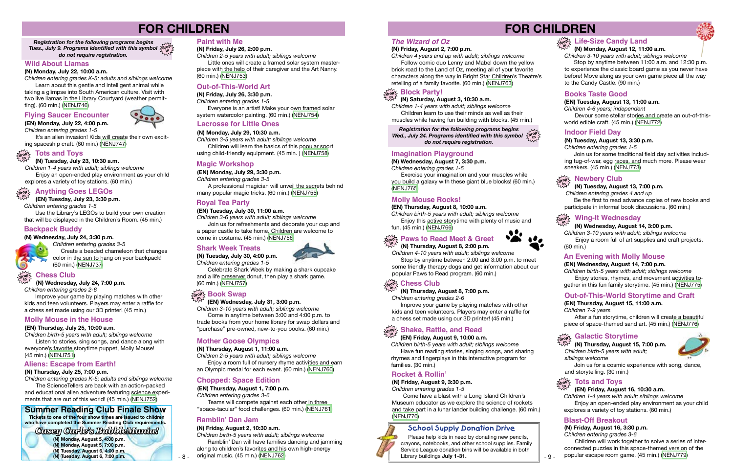# FOR CHILDREN

*Registration for the following programs begins Tues., July 9. Programs identified with this symbol (drop in) do not require registration.*

## Wild About Llamas

**(N) Monday, July 22, 10:00 a.m.**
*Children entering grades K-5; adults and siblings welcome*
Learn about this gentle and intelligent animal while taking a glimpse into South American culture. Visit with two live llamas in the Library Courtyard (weather permitting). (60 min.) (NENJ746)

## Flying Saucer Encounter

**(EN) Monday, July 22, 4:00 p.m.**
*Children entering grades 1-5*
It's an alien invasion! Kids will create their own exciting spaceship craft. (60 min.) (NENJ747)

## Tots and Toys (drop in)

**(N) Tuesday, July 23, 10:30 a.m.**
*Children 1-4 years with adult; siblings welcome*
Enjoy an open-ended play environment as your child explores a variety of toy stations. (60 min.)

## Anything Goes LEGOs (drop in)

**(EN) Tuesday, July 23, 3:30 p.m.**
*Children entering grades 1-5*
Use the Library's LEGOs to build your own creation that will be displayed in the Children's Room. (45 min.)

## Backpack Buddy

**(N) Wednesday, July 24, 3:30 p.m.**
*Children entering grades 3-5*
Create a beaded chameleon that changes color in the sun to hang on your backpack! (60 min.) (NENJ737)

## Chess Club (drop in)

**(N) Wednesday, July 24, 7:00 p.m.**
*Children entering grades 2-6*
Improve your game by playing matches with other kids and teen volunteers. Players may enter a raffle for a chess set made using our 3D printer! (45 min.)

## Molly Mouse in the House

**(EN) Thursday, July 25, 10:00 a.m.**
*Children birth-5 years with adult; siblings welcome*
Listen to stories, sing songs, and dance along with everyone's favorite storytime puppet, Molly Mouse! (45 min.) (NENJ751)

## Aliens: Escape from Earth!

**(N) Thursday, July 25, 7:00 p.m.**
*Children entering grades K-5; adults and siblings welcome*
The ScienceTellers are back with an action-packed and educational alien adventure featuring science experiments that are out of this world! (45 min.) (NENJ752)

## Summer Reading Club Finale Show

**Tickets to one of the four show times are issued to children who have completed the Summer Reading Club requirements.**

### Casey Carle's BubbleMania!

**(N) Monday, August 5, 4:00 p.m.**
**(N) Monday, August 5, 7:00 p.m.**
**(N) Tuesday, August 6, 4:00 p.m.**
**(N) Tuesday, August 6, 7:00 p.m.**

## Paint with Me

**(N) Friday, July 26, 2:00 p.m.**
*Children 2-5 years with adult; siblings welcome*
Little ones will create a framed solar system masterpiece with the help of their caregiver and the Art Nanny. (60 min.) (NENJ753)

## Out-of-This-World Art

**(N) Friday, July 26, 3:30 p.m.**
*Children entering grades 1-5*
Everyone is an artist! Make your own framed solar system watercolor painting. (60 min.) (NENJ754)

## Lacrosse for Little Ones

**(N) Monday, July 29, 10:30 a.m.**
*Children 3-5 years with adult; siblings welcome*
Children will learn the basics of this popular sport using child-friendly equipment. (45 min. ) (NENJ758)

## Magic Workshop

**(EN) Monday, July 29, 3:30 p.m.**
*Children entering grades 3-5*
A professional magician will unveil the secrets behind many popular magic tricks. (60 min.) (NENJ755)

## Royal Tea Party

**(EN) Tuesday, July 30, 11:00 a.m.**
*Children 3-6 years with adult; siblings welcome*
Join us for refreshments and decorate your cup and a paper castle to take home. Children are welcome to come in costume. (45 min.) (NENJ756)

## Shark Week Treats

**(N) Tuesday, July 30, 4:00 p.m.**
*Children entering grades 1-5*
Celebrate Shark Week by making a shark cupcake and a life preserver donut, then play a shark game. (60 min.) (NENJ757)

## Book Swap (drop in)

**(EN) Wednesday, July 31, 3:00 p.m.**
*Children 3-10 years with adult; siblings welcome*
Come in anytime between 3:00 and 4:00 p.m. to trade books from your home library for swap dollars and "purchase" pre-owned, new-to-you books. (60 min.)

## Mother Goose Olympics

**(N) Thursday, August 1, 11:00 a.m.**
*Children 2-5 years with adult; siblings welcome*
Enjoy a room full of nursery rhyme activities and earn an Olympic medal for each event. (60 min.) (NENJ760)

## Chopped: Space Edition

**(EN) Thursday, August 1, 7:00 p.m.**
*Children entering grades 3-6*
Teams will compete against each other in three "space-tacular" food challenges. (60 min.) (NENJ761)

## Ramblin' Dan Jam

**(N) Friday, August 2, 10:30 a.m.**
*Children birth-5 years with adult; siblings welcome*
Ramblin' Dan will have families dancing and jamming along to children's favorites and his own high-energy original music. (45 min.) (NENJ762)

## The Wizard of Oz

**(N) Friday, August 2, 7:00 p.m.**
*Children 4 years and up with adult; siblings welcome*
Follow comic duo Lenny and Mabel down the yellow brick road to the Land of Oz, meeting all of your favorite characters along the way in Bright Star Children's Theatre's retelling of a family favorite. (60 min.) (NENJ763)

## Block Party! (drop in)

**(N) Saturday, August 3, 10:30 a.m.**
*Children 1-4 years with adult; siblings welcome*
Children learn to use their minds as well as their muscles while having fun building with blocks. (45 min.)

*Registration for the following programs begins Wed., July 24. Programs identified with this symbol (drop in) do not require registration.*

## Imagination Playground

**(N) Wednesday, August 7, 3:30 p.m.**
*Children entering grades 1-5*
Exercise your imagination and your muscles while you build a galaxy with these giant blue blocks! (60 min.) (NENJ765)

## Molly Mouse Rocks!

**(EN) Thursday, August 8, 10:00 a.m.**
*Children birth-5 years with adult; siblings welcome*
Enjoy this active storytime with plenty of music and fun. (45 min.) (NENJ766)

## Paws to Read Meet & Greet (drop in)

**(N) Thursday, August 8, 2:00 p.m.**
*Children 4-10 years with adult; siblings welcome*
Stop by anytime between 2:00 and 3:00 p.m. to meet some friendly therapy dogs and get information about our popular Paws to Read program. (60 min.)

## Chess Club (drop in)

**(N) Thursday, August 8, 7:00 p.m.**
*Children entering grades 2-6*
Improve your game by playing matches with other kids and teen volunteers. Players may enter a raffle for a chess set made using our 3D printer! (45 min.)

## Shake, Rattle, and Read (drop in)

**(EN) Friday, August 9, 10:00 a.m.**
*Children birth-5 years with adult; siblings welcome*
Have fun reading stories, singing songs, and sharing rhymes and fingerplays in this interactive program for families. (30 min.)

## Rocket & Rollin'

**(N) Friday, August 9, 3:30 p.m.**
*Children entering grades 1-5*
Come have a blast with a Long Island Children's Museum educator as we explore the science of rockets and take part in a lunar lander building challenge. (60 min.) (NENJ770)

## School Supply Donation Drive

Please help kids in need by donating new pencils, crayons, notebooks, and other school supplies. Family Service League donation bins will be available in both Library buildings **July 1-31.**

## Life-Size Candy Land (drop in)

**(N) Monday, August 12, 11:00 a.m.**
*Children 3-10 years with adult; siblings welcome*
Stop by anytime between 11:00 a.m. and 12:30 p.m. to experience the classic board game as you never have before! Move along as your own game piece all the way to the Candy Castle. (90 min.)

## Books Taste Good

**(EN) Tuesday, August 13, 11:00 a.m.**
*Children 4-6 years; independent*
Devour some stellar stories and create an out-of-this-world edible craft. (45 min.) (NENJ772)

## Indoor Field Day

**(N) Tuesday, August 13, 3:30 p.m.**
*Children entering grades 1-5*
Join us for some traditional field day activities including tug-of-war, egg races, and much more. Please wear sneakers. (45 min.) (NENJ773)

## Newbery Club (drop in)

**(N) Tuesday, August 13, 7:00 p.m.**
*Children entering grades 4 and up*
Be the first to read advance copies of new books and participate in informal book discussions. (60 min.)

## Wing-It Wednesday (drop in)

**(N) Wednesday, August 14, 3:00 p.m.**
*Children 3-10 years with adult; siblings welcome*
Enjoy a room full of art supplies and craft projects. (60 min.)

## An Evening with Molly Mouse

**(EN) Wednesday, August 14, 7:00 p.m.**
*Children birth-5 years with adult; siblings welcome*
Enjoy stories, rhymes, and movement activities together in this fun family storytime. (45 min.) (NENJ775)

## Out-of-This-World Storytime and Craft

**(EN) Thursday, August 15, 11:00 a.m.**
*Children 7-9 years*
After a fun storytime, children will create a beautiful piece of space-themed sand art. (45 min.) (NENJ776)

## Galactic Storytime (drop in)

**(N) Thursday, August 15, 7:00 p.m.**
*Children birth-5 years with adult; siblings welcome*
Join us for a cosmic experience with song, dance, and storytelling. (30 min.)

## Tots and Toys (drop in)

**(EN) Friday, August 16, 10:30 a.m.**
*Children 1-4 years with adult; siblings welcome*
Enjoy an open-ended play environment as your child explores a variety of toy stations. (60 min.)

## Blast-Off Breakout

**(N) Friday, August 16, 3:30 p.m.**
*Children entering grades 3-6*
Children will work together to solve a series of interconnected puzzles in this space-themed version of the popular escape room game. (45 min.) (NENJ779)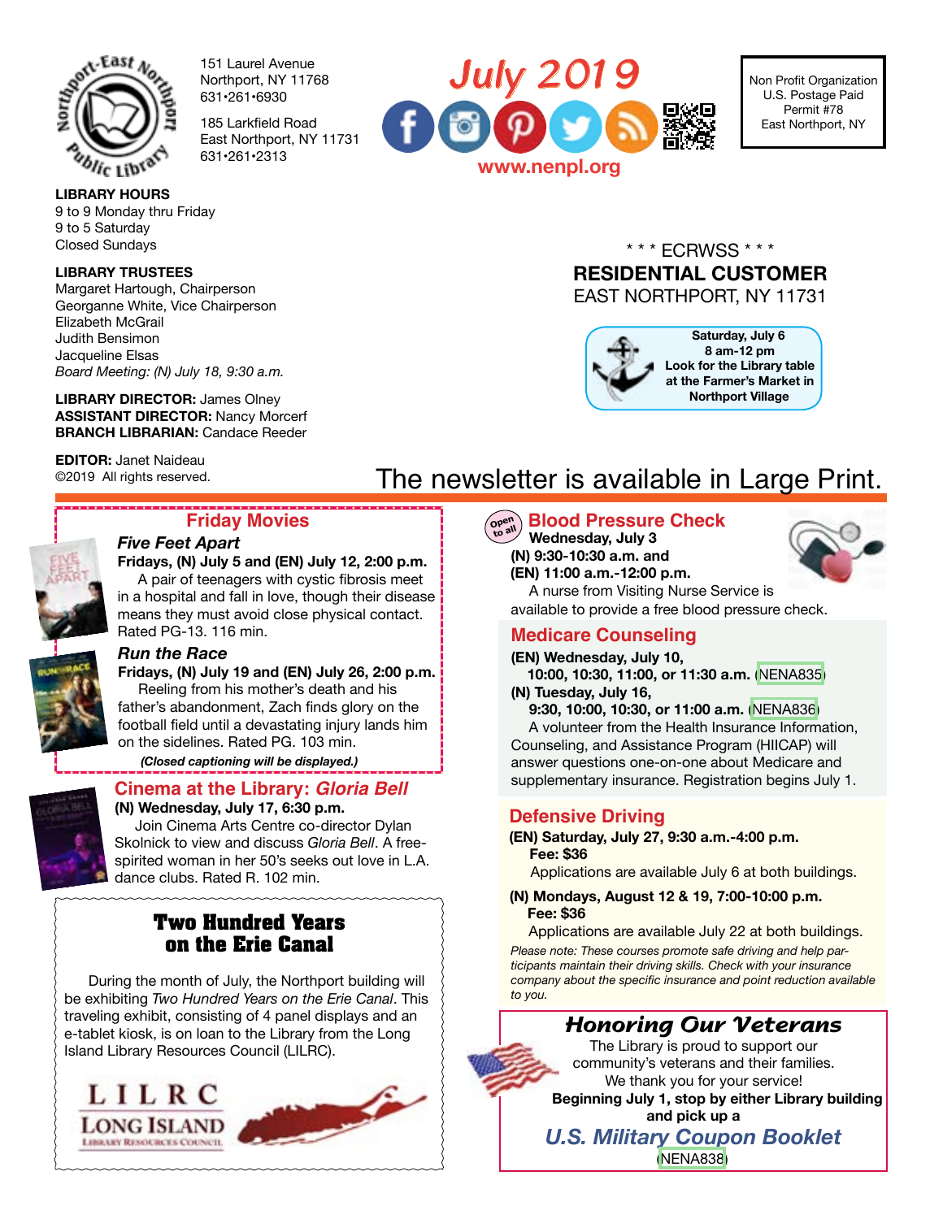151 Laurel Avenue
Northport, NY 11768
631•261•6930

185 Larkfield Road
East Northport, NY 11731
631•261•2313

# July 2019

www.nenpl.org

Non Profit Organization
U.S. Postage Paid
Permit #78
East Northport, NY

**LIBRARY HOURS**
9 to 9 Monday thru Friday
9 to 5 Saturday
Closed Sundays

**LIBRARY TRUSTEES**
Margaret Hartough, Chairperson
Georganne White, Vice Chairperson
Elizabeth McGrail
Judith Bensimon
Jacqueline Elsas
*Board Meeting: (N) July 18, 9:30 a.m.*

**LIBRARY DIRECTOR:** James Olney
**ASSISTANT DIRECTOR:** Nancy Morcerf
**BRANCH LIBRARIAN:** Candace Reeder

**EDITOR:** Janet Naideau
©2019 All rights reserved.

\* \* \* ECRWSS \* \* \*
**RESIDENTIAL CUSTOMER**
EAST NORTHPORT, NY 11731

**Saturday, July 6**
**8 am-12 pm**
**Look for the Library table at the Farmer's Market in Northport Village**

The newsletter is available in Large Print.

## Friday Movies

### *Five Feet Apart*

**Fridays, (N) July 5 and (EN) July 12, 2:00 p.m.**

A pair of teenagers with cystic fibrosis meet in a hospital and fall in love, though their disease means they must avoid close physical contact. Rated PG-13. 116 min.

### *Run the Race*

**Fridays, (N) July 19 and (EN) July 26, 2:00 p.m.**

Reeling from his mother's death and his father's abandonment, Zach finds glory on the football field until a devastating injury lands him on the sidelines. Rated PG. 103 min.

***(Closed captioning will be displayed.)***

## Cinema at the Library: *Gloria Bell*

**(N) Wednesday, July 17, 6:30 p.m.**

Join Cinema Arts Centre co-director Dylan Skolnick to view and discuss *Gloria Bell*. A free-spirited woman in her 50's seeks out love in L.A. dance clubs. Rated R. 102 min.

## Two Hundred Years on the Erie Canal

During the month of July, the Northport building will be exhibiting *Two Hundred Years on the Erie Canal*. This traveling exhibit, consisting of 4 panel displays and an e-tablet kiosk, is on loan to the Library from the Long Island Library Resources Council (LILRC).

LILRC
LONG ISLAND
LIBRARY RESOURCES COUNCIL

## Blood Pressure Check

Open to all

**Wednesday, July 3**
**(N) 9:30-10:30 a.m. and**
**(EN) 11:00 a.m.-12:00 p.m.**

A nurse from Visiting Nurse Service is available to provide a free blood pressure check.

## Medicare Counseling

**(EN) Wednesday, July 10,**
**10:00, 10:30, 11:00, or 11:30 a.m.** (NENA835)
**(N) Tuesday, July 16,**
**9:30, 10:00, 10:30, or 11:00 a.m.** (NENA836)

A volunteer from the Health Insurance Information, Counseling, and Assistance Program (HIICAP) will answer questions one-on-one about Medicare and supplementary insurance. Registration begins July 1.

## Defensive Driving

**(EN) Saturday, July 27, 9:30 a.m.-4:00 p.m.**
**Fee: $36**

Applications are available July 6 at both buildings.

**(N) Mondays, August 12 & 19, 7:00-10:00 p.m.**
**Fee: $36**

Applications are available July 22 at both buildings.

*Please note: These courses promote safe driving and help participants maintain their driving skills. Check with your insurance company about the specific insurance and point reduction available to you.*

## Honoring Our Veterans

The Library is proud to support our community's veterans and their families. We thank you for your service!

**Beginning July 1, stop by either Library building and pick up a**

***U.S. Military Coupon Booklet***

(NENA838)